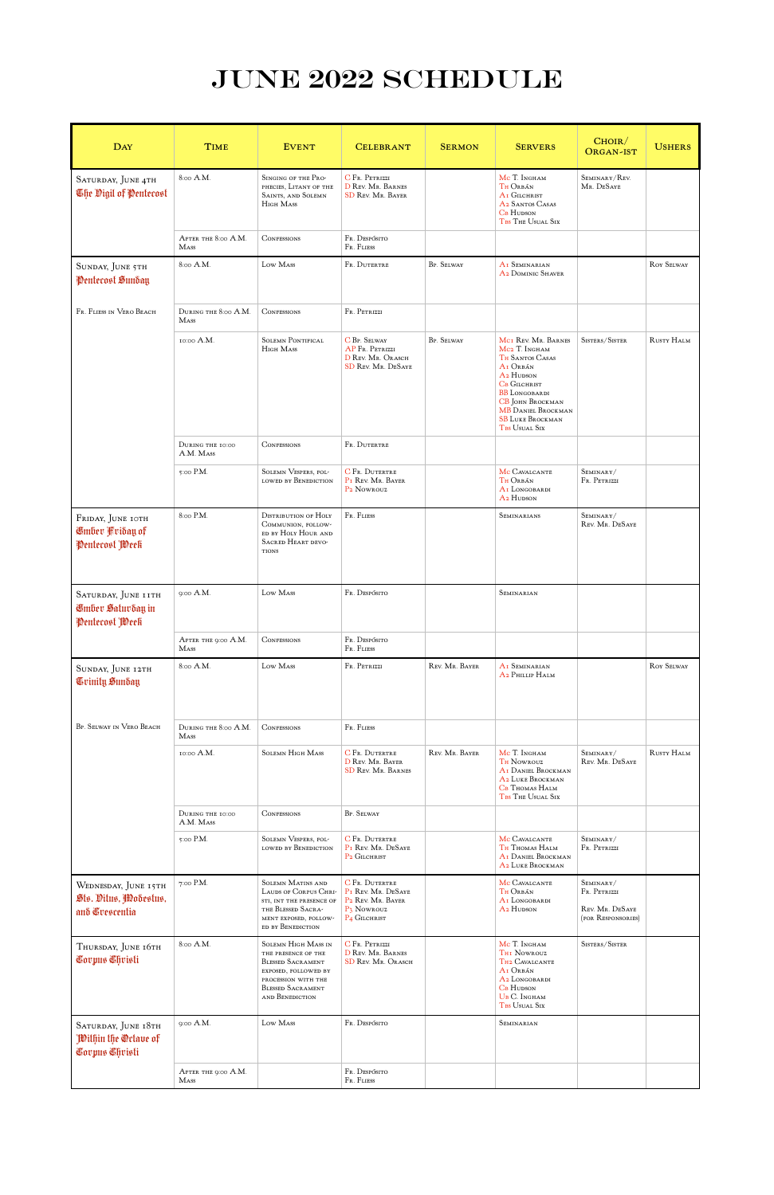# JUNE 2022 SCHEDULE

| Day | Time | Event | Celebrant | Sermon | Servers | Choir/ Organ-ist | Ushers |
|---|---|---|---|---|---|---|---|
| Saturday, June 4th The Vigil of Pentecost | 8:00 A.M. | Singing of the Prophecies, Litany of the Saints, and Solemn High Mass | C Fr. Petrizzi<br>D Rev. Mr. Barnes<br>SD Rev. Mr. Bayer | | Mc T. Ingham<br>Th Orbán<br>A1 Gilchrist<br>A2 Santos Casas<br>Cb Hudson<br>Tbs The Usual Six | Seminary/Rev. Mr. DeSaye | |
| | After the 8:00 A.M. Mass | Confessions | Fr. Despósito<br>Fr. Fliess | | | | |
| Sunday, June 5th Pentecost Sunday<br><br>Fr. Fliess in Vero Beach | 8:00 A.M. | Low Mass | Fr. Dutertre | Bp. Selway | A1 Seminarian<br>A2 Dominic Shaver | | Roy Selway |
| | During the 8:00 A.M. Mass | Confessions | Fr. Petrizzi | | | | |
| | 10:00 A.M. | Solemn Pontifical High Mass | C Bp. Selway<br>AP Fr. Petrizzi<br>D Rev. Mr. Orasch<br>SD Rev. Mr. DeSaye | Bp. Selway | Mc1 Rev. Mr. Barnes<br>Mc2 T. Ingham<br>Th Santos Casas<br>A1 Orbán<br>A2 Hudson<br>Cb Gilchrist<br>BB Longobardi<br>CB John Brockman<br>MB Daniel Brockman<br>SB Luke Brockman<br>Tbs Usual Six | Sisters/Sister | Rusty Halm |
| | During the 10:00 A.M. Mass | Confessions | Fr. Dutertre | | | | |
| | 5:00 P.M. | Solemn Vespers, followed by Benediction | C Fr. Dutertre<br>P1 Rev. Mr. Bayer<br>P2 Nowrouz | | Mc Cavalcante<br>Th Orbán<br>A1 Longobardi<br>A2 Hudson | Seminary/ Fr. Petrizzi | |
| Friday, June 10th Ember Friday of Pentecost Week | 8:00 P.M. | Distribution of Holy Communion, followed by Holy Hour and Sacred Heart devotions | Fr. Fliess | | Seminarians | Seminary/ Rev. Mr. DeSaye | |
| Saturday, June 11th Ember Saturday in Pentecost Week | 9:00 A.M. | Low Mass | Fr. Despósito | | Seminarian | | |
| | After the 9:00 A.M. Mass | Confessions | Fr. Despósito<br>Fr. Fliess | | | | |
| Sunday, June 12th Trinity Sunday<br><br>Bp. Selway in Vero Beach | 8:00 A.M. | Low Mass | Fr. Petrizzi | Rev. Mr. Bayer | A1 Seminarian<br>A2 Phillip Halm | | Roy Selway |
| | During the 8:00 A.M. Mass | Confessions | Fr. Fliess | | | | |
| | 10:00 A.M. | Solemn High Mass | C Fr. Dutertre<br>D Rev. Mr. Bayer<br>SD Rev. Mr. Barnes | Rev. Mr. Bayer | Mc T. Ingham<br>Th Nowrouz<br>A1 Daniel Brockman<br>A2 Luke Brockman<br>Cb Thomas Halm<br>Tbs The Usual Six | Seminary/ Rev. Mr. DeSaye | Rusty Halm |
| | During the 10:00 A.M. Mass | Confessions | Bp. Selway | | | | |
| | 5:00 P.M. | Solemn Vespers, followed by Benediction | C Fr. Dutertre<br>P1 Rev. Mr. DeSaye<br>P2 Gilchrist | | Mc Cavalcante<br>Th Thomas Halm<br>A1 Daniel Brockman<br>A2 Luke Brockman | Seminary/ Fr. Petrizzi | |
| Wednesday, June 15th Sts. Vitus, Modestus, and Crescentia | 7:00 P.M. | Solemn Matins and Lauds of Corpus Christi, int the presence of the Blessed Sacrament, followed by Benediction | C Fr. Dutertre<br>P1 Rev. Mr. DeSaye<br>P2 Rev. Mr. Bayer<br>P3 Nowrouz<br>P4 Gilchrist | | Mc Cavalcante<br>Th Orbán<br>A1 Longobardi<br>A2 Hudson | Seminary/ Fr. Petrizzi<br><br>Rev. Mr. DeSaye (for Responsories) | |
| Thursday, June 16th Corpus Christi | 8:00 A.M. | Solemn High Mass in the presence of the Blessed Sacrament exposed, followed by procession with the Blessed Sacrament and Benediction | C Fr. Petrizzi<br>D Rev. Mr. Barnes<br>SD Rev. Mr. Orasch | | Mc T. Ingham<br>Th1 Nowrouz<br>Th2 Cavalcante<br>A1 Orbán<br>A2 Longobardi<br>Cb Hudson<br>Ub C. Ingham<br>Tbs Usual Six | Sisters/Sister | |
| Saturday, June 18th Within the Octave of Corpus Christi | 9:00 A.M. | Low Mass | Fr. Despósito | | Seminarian | | |
| | After the 9:00 A.M. Mass | | Fr. Despósito<br>Fr. Fliess | | | | |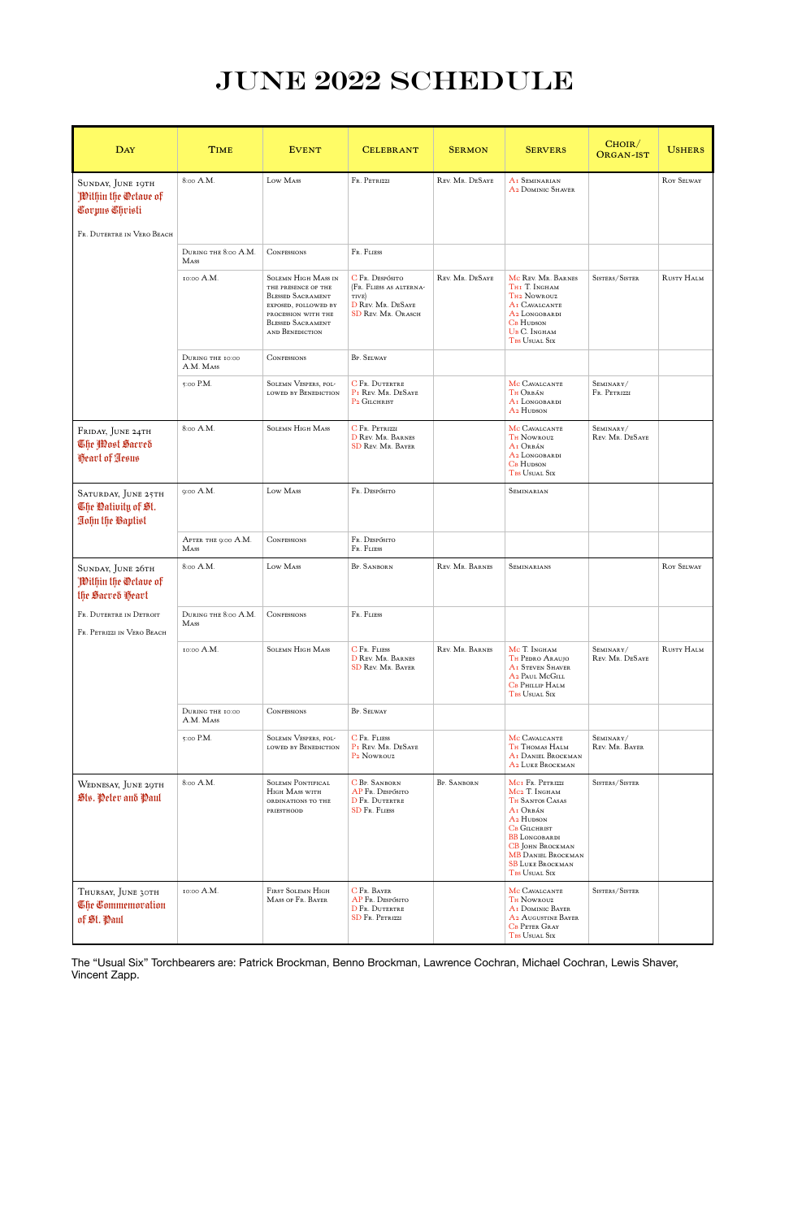# JUNE 2022 SCHEDULE

| Day | Time | Event | Celebrant | Sermon | Servers | Choir/ Organ-ist | Ushers |
|---|---|---|---|---|---|---|---|
| Sunday, June 19th<br>Within the Octave of Corpus Christi<br><br>Fr. Dutertre in Vero Beach | 8:00 A.M. | Low Mass | Fr. Petrizzi | Rev. Mr. DeSaye | A1 Seminarian<br>A2 Dominic Shaver | | Roy Selway |
| | During the 8:00 A.M. Mass | Confessions | Fr. Fliess | | | | |
| | 10:00 A.M. | Solemn High Mass in the presence of the Blessed Sacrament exposed, followed by procession with the Blessed Sacrament and Benediction | C Fr. Despósito<br>(Fr. Fliess as alternative)<br>D Rev. Mr. DeSaye<br>SD Rev. Mr. Orasch | Rev. Mr. DeSaye | Mc Rev. Mr. Barnes<br>Th1 T. Ingham<br>Th2 Nowrouz<br>A1 Cavalcante<br>A2 Longobardi<br>Cb Hudson<br>Ub C. Ingham<br>Tbs Usual Six | Sisters/Sister | Rusty Halm |
| | During the 10:00 A.M. Mass | Confessions | Br. Selway | | | | |
| | 5:00 P.M. | Solemn Vespers, followed by Benediction | C Fr. Dutertre<br>P1 Rev. Mr. DeSaye<br>P2 Gilchrist | | Mc Cavalcante<br>Th Orbán<br>A1 Longobardi<br>A2 Hudson | Seminary/ Fr. Petrizzi | |
| Friday, June 24th<br>The Most Sacred Heart of Jesus | 8:00 A.M. | Solemn High Mass | C Fr. Petrizzi<br>D Rev. Mr. Barnes<br>SD Rev. Mr. Bayer | | Mc Cavalcante<br>Th Nowrouz<br>A1 Orbán<br>A2 Longobardi<br>Cb Hudson<br>Tbs Usual Six | Seminary/ Rev. Mr. DeSaye | |
| Saturday, June 25th<br>The Nativity of St. John the Baptist | 9:00 A.M. | Low Mass | Fr. Despósito | | Seminarian | | |
| | After the 9:00 A.M. Mass | Confessions | Fr. Despósito<br>Fr. Fliess | | | | |
| Sunday, June 26th<br>Within the Octave of the Sacred Heart<br><br>Fr. Dutertre in Detroit<br><br>Fr. Petrizzi in Vero Beach | 8:00 A.M. | Low Mass | Br. Sanborn | Rev. Mr. Barnes | Seminarians | | Roy Selway |
| | During the 8:00 A.M. Mass | Confessions | Fr. Fliess | | | | |
| | 10:00 A.M. | Solemn High Mass | C Fr. Fliess<br>D Rev. Mr. Barnes<br>SD Rev. Mr. Bayer | Rev. Mr. Barnes | Mc T. Ingham<br>Th Pedro Araujo<br>A1 Steven Shaver<br>A2 Paul McGill<br>Cb Phillip Halm<br>Tbs Usual Six | Seminary/ Rev. Mr. DeSaye | Rusty Halm |
| | During the 10:00 A.M. Mass | Confessions | Br. Selway | | | | |
| | 5:00 P.M. | Solemn Vespers, followed by Benediction | C Fr. Fliess<br>P1 Rev. Mr. DeSaye<br>P2 Nowrouz | | Mc Cavalcante<br>Th Thomas Halm<br>A1 Daniel Brockman<br>A2 Luke Brockman | Seminary/ Rev. Mr. Bayer | |
| Wednesday, June 29th<br>Sts. Peter and Paul | 8:00 A.M. | Solemn Pontifical High Mass with ordinations to the priesthood | C Bp. Sanborn<br>AP Fr. Despósito<br>D Fr. Dutertre<br>SD Fr. Fliess | Bp. Sanborn | Mc1 Fr. Petrizzi<br>Mc2 T. Ingham<br>Th Santos Casas<br>A1 Orbán<br>A2 Hudson<br>Cb Gilchrist<br>BB Longobardi<br>CB John Brockman<br>MB Daniel Brockman<br>SB Luke Brockman<br>Tbs Usual Six | Sisters/Sister | |
| Thursday, June 30th<br>The Commemoration of St. Paul | 10:00 A.M. | First Solemn High Mass of Fr. Bayer | C Fr. Bayer<br>AP Fr. Despósito<br>D Fr. Dutertre<br>SD Fr. Petrizzi | | Mc Cavalcante<br>Th Nowrouz<br>A1 Dominic Bayer<br>A2 Augustine Bayer<br>Cb Peter Gray<br>Tbs Usual Six | Sisters/Sister | |

The “Usual Six” Torchbearers are: Patrick Brockman, Benno Brockman, Lawrence Cochran, Michael Cochran, Lewis Shaver, Vincent Zapp.